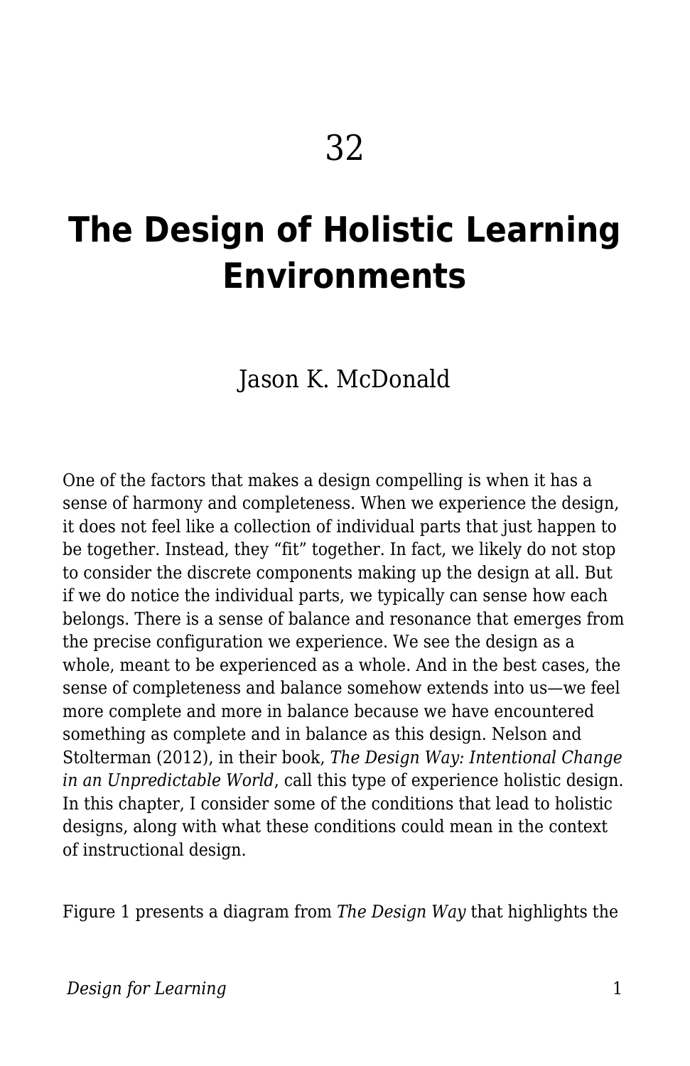32

# The Design of Holistic Learning Environments

Jason K. McDonald

One of the factors that makes a design compelling is when it has a sense of harmony and completeness. When we experience the design, it does not feel like a collection of individual parts that just happen to be together. Instead, they "fit" together. In fact, we likely do not stop to consider the discrete components making up the design at all. But if we do notice the individual parts, we typically can sense how each belongs. There is a sense of balance and resonance that emerges from the precise configuration we experience. We see the design as a whole, meant to be experienced as a whole. And in the best cases, the sense of completeness and balance somehow extends into us—we feel more complete and more in balance because we have encountered something as complete and in balance as this design. Nelson and Stolterman (2012), in their book, *The Design Way: Intentional Change in an Unpredictable World*, call this type of experience holistic design. In this chapter, I consider some of the conditions that lead to holistic designs, along with what these conditions could mean in the context of instructional design.

Figure 1 presents a diagram from *The Design Way* that highlights the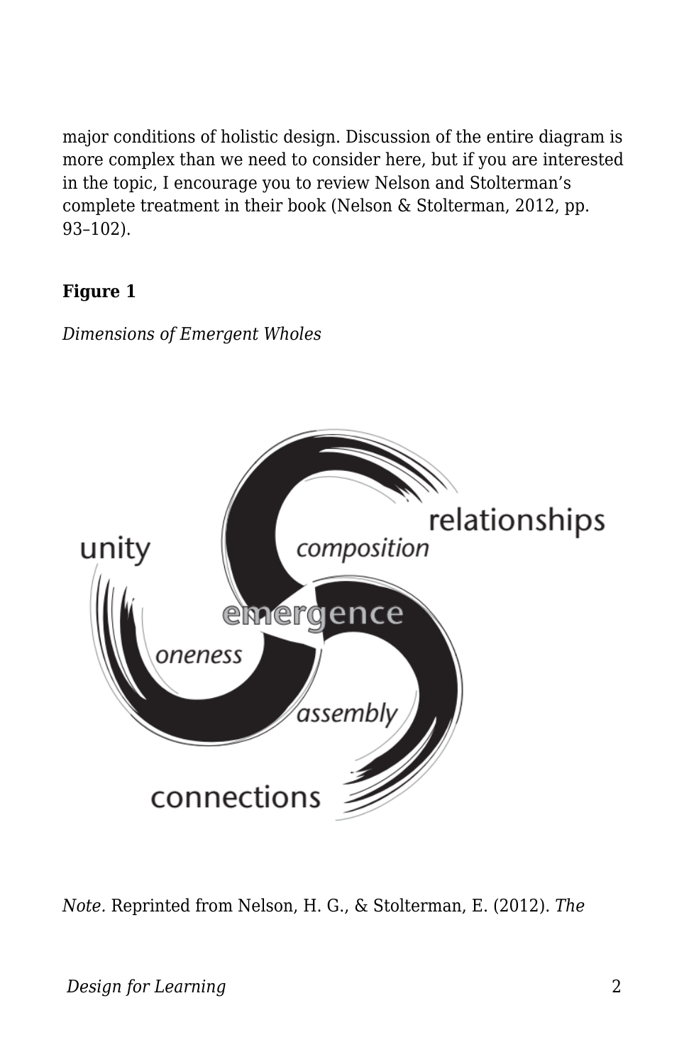major conditions of holistic design. Discussion of the entire diagram is more complex than we need to consider here, but if you are interested in the topic, I encourage you to review Nelson and Stolterman's complete treatment in their book (Nelson & Stolterman, 2012, pp. 93–102).

**Figure 1**

*Dimensions of Emergent Wholes*

*Note.* Reprinted from Nelson, H. G., & Stolterman, E. (2012). *The*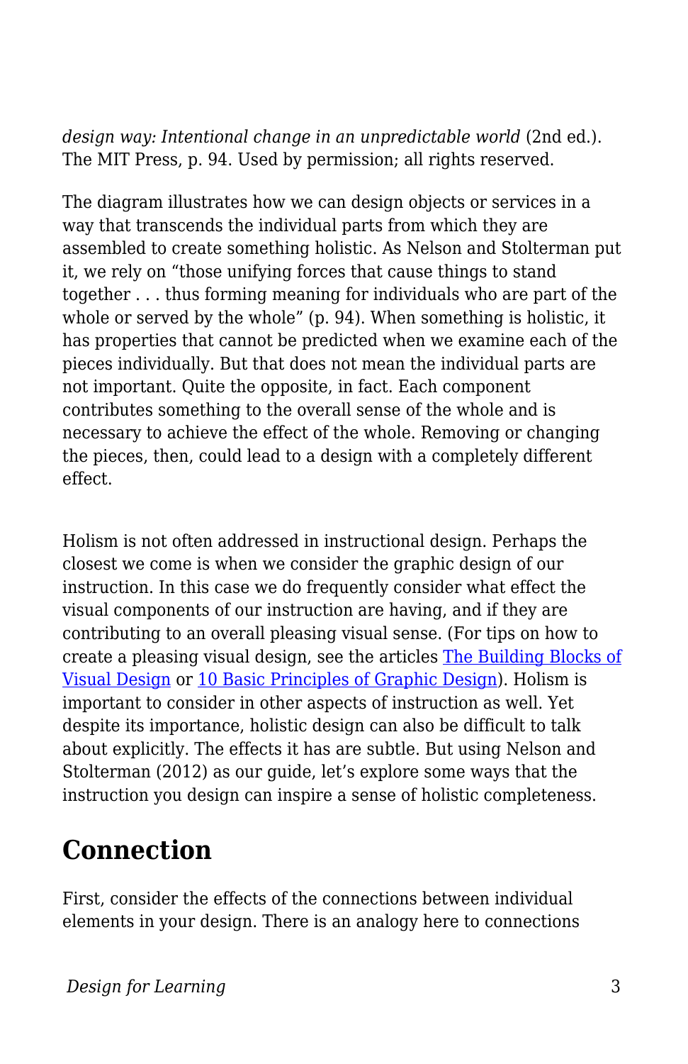*design way: Intentional change in an unpredictable world* (2nd ed.). The MIT Press, p. 94. Used by permission; all rights reserved.

The diagram illustrates how we can design objects or services in a way that transcends the individual parts from which they are assembled to create something holistic. As Nelson and Stolterman put it, we rely on "those unifying forces that cause things to stand together . . . thus forming meaning for individuals who are part of the whole or served by the whole" (p. 94). When something is holistic, it has properties that cannot be predicted when we examine each of the pieces individually. But that does not mean the individual parts are not important. Quite the opposite, in fact. Each component contributes something to the overall sense of the whole and is necessary to achieve the effect of the whole. Removing or changing the pieces, then, could lead to a design with a completely different effect.

Holism is not often addressed in instructional design. Perhaps the closest we come is when we consider the graphic design of our instruction. In this case we do frequently consider what effect the visual components of our instruction are having, and if they are contributing to an overall pleasing visual sense. (For tips on how to create a pleasing visual design, see the articles The Building Blocks of Visual Design or 10 Basic Principles of Graphic Design). Holism is important to consider in other aspects of instruction as well. Yet despite its importance, holistic design can also be difficult to talk about explicitly. The effects it has are subtle. But using Nelson and Stolterman (2012) as our guide, let's explore some ways that the instruction you design can inspire a sense of holistic completeness.

## Connection

First, consider the effects of the connections between individual elements in your design. There is an analogy here to connections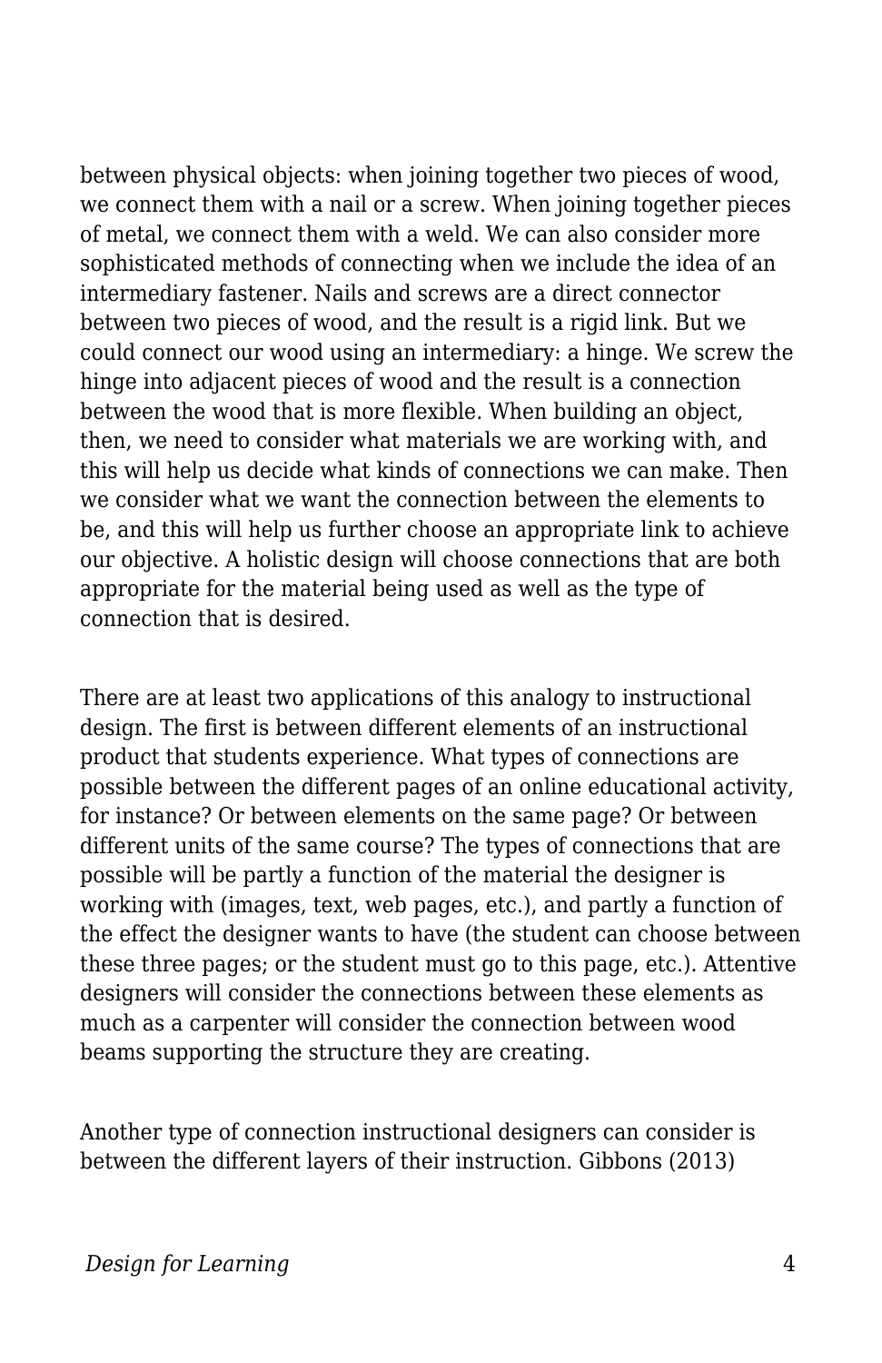between physical objects: when joining together two pieces of wood, we connect them with a nail or a screw. When joining together pieces of metal, we connect them with a weld. We can also consider more sophisticated methods of connecting when we include the idea of an intermediary fastener. Nails and screws are a direct connector between two pieces of wood, and the result is a rigid link. But we could connect our wood using an intermediary: a hinge. We screw the hinge into adjacent pieces of wood and the result is a connection between the wood that is more flexible. When building an object, then, we need to consider what materials we are working with, and this will help us decide what kinds of connections we can make. Then we consider what we want the connection between the elements to be, and this will help us further choose an appropriate link to achieve our objective. A holistic design will choose connections that are both appropriate for the material being used as well as the type of connection that is desired.

There are at least two applications of this analogy to instructional design. The first is between different elements of an instructional product that students experience. What types of connections are possible between the different pages of an online educational activity, for instance? Or between elements on the same page? Or between different units of the same course? The types of connections that are possible will be partly a function of the material the designer is working with (images, text, web pages, etc.), and partly a function of the effect the designer wants to have (the student can choose between these three pages; or the student must go to this page, etc.). Attentive designers will consider the connections between these elements as much as a carpenter will consider the connection between wood beams supporting the structure they are creating.

Another type of connection instructional designers can consider is between the different layers of their instruction. Gibbons (2013)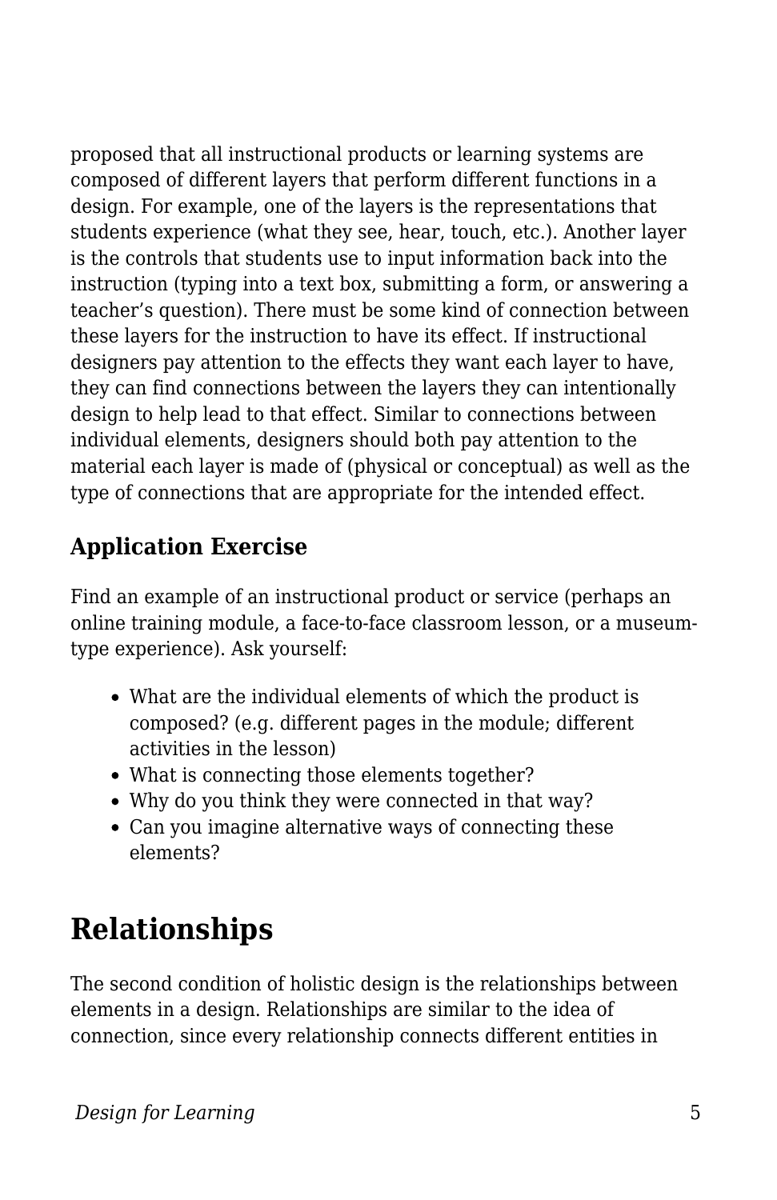proposed that all instructional products or learning systems are composed of different layers that perform different functions in a design. For example, one of the layers is the representations that students experience (what they see, hear, touch, etc.). Another layer is the controls that students use to input information back into the instruction (typing into a text box, submitting a form, or answering a teacher's question). There must be some kind of connection between these layers for the instruction to have its effect. If instructional designers pay attention to the effects they want each layer to have, they can find connections between the layers they can intentionally design to help lead to that effect. Similar to connections between individual elements, designers should both pay attention to the material each layer is made of (physical or conceptual) as well as the type of connections that are appropriate for the intended effect.

### Application Exercise

Find an example of an instructional product or service (perhaps an online training module, a face-to-face classroom lesson, or a museum-type experience). Ask yourself:

- What are the individual elements of which the product is composed? (e.g. different pages in the module; different activities in the lesson)
- What is connecting those elements together?
- Why do you think they were connected in that way?
- Can you imagine alternative ways of connecting these elements?

## Relationships

The second condition of holistic design is the relationships between elements in a design. Relationships are similar to the idea of connection, since every relationship connects different entities in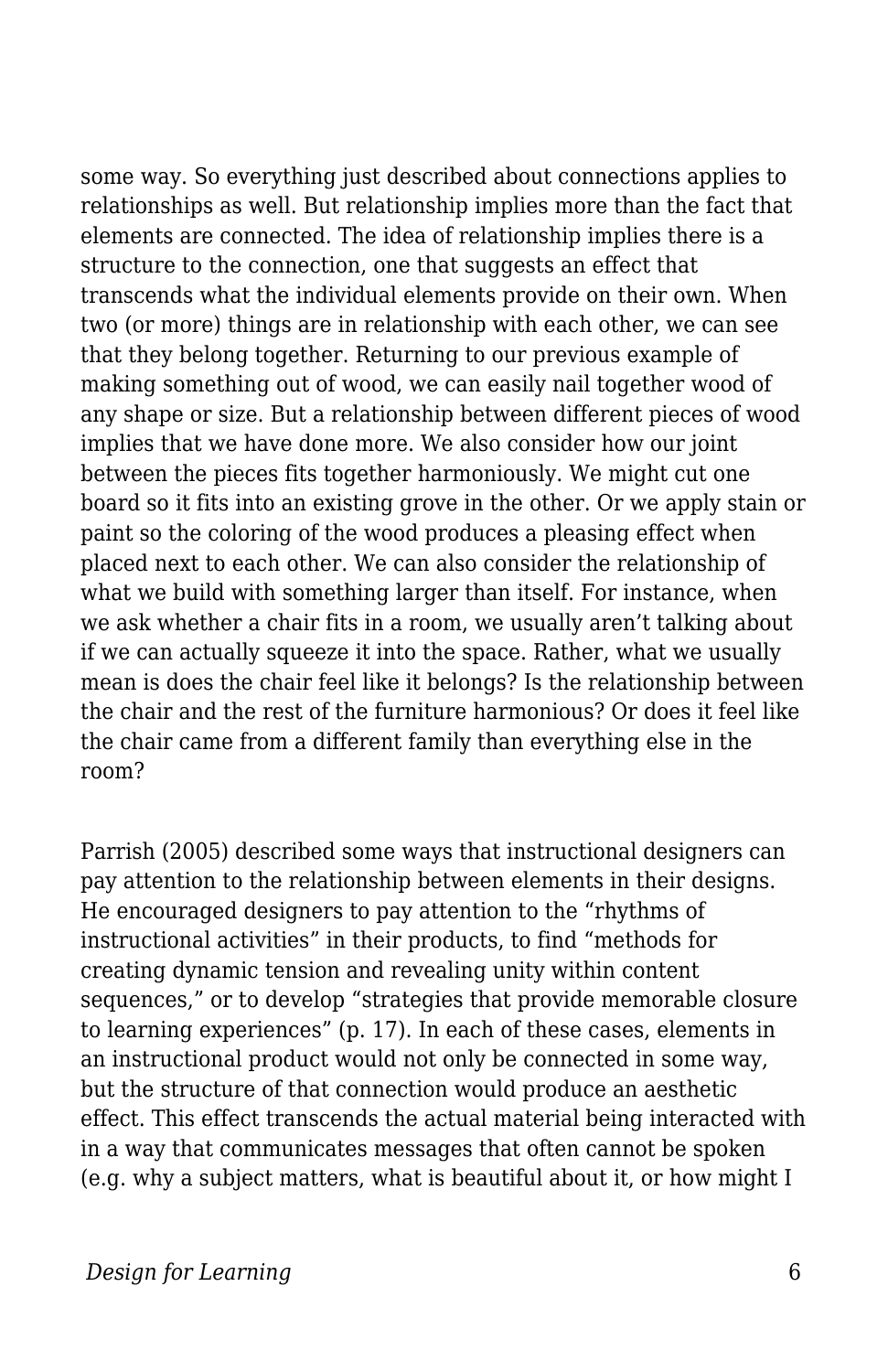some way. So everything just described about connections applies to relationships as well. But relationship implies more than the fact that elements are connected. The idea of relationship implies there is a structure to the connection, one that suggests an effect that transcends what the individual elements provide on their own. When two (or more) things are in relationship with each other, we can see that they belong together. Returning to our previous example of making something out of wood, we can easily nail together wood of any shape or size. But a relationship between different pieces of wood implies that we have done more. We also consider how our joint between the pieces fits together harmoniously. We might cut one board so it fits into an existing grove in the other. Or we apply stain or paint so the coloring of the wood produces a pleasing effect when placed next to each other. We can also consider the relationship of what we build with something larger than itself. For instance, when we ask whether a chair fits in a room, we usually aren't talking about if we can actually squeeze it into the space. Rather, what we usually mean is does the chair feel like it belongs? Is the relationship between the chair and the rest of the furniture harmonious? Or does it feel like the chair came from a different family than everything else in the room?

Parrish (2005) described some ways that instructional designers can pay attention to the relationship between elements in their designs. He encouraged designers to pay attention to the "rhythms of instructional activities" in their products, to find "methods for creating dynamic tension and revealing unity within content sequences," or to develop "strategies that provide memorable closure to learning experiences" (p. 17). In each of these cases, elements in an instructional product would not only be connected in some way, but the structure of that connection would produce an aesthetic effect. This effect transcends the actual material being interacted with in a way that communicates messages that often cannot be spoken (e.g. why a subject matters, what is beautiful about it, or how might I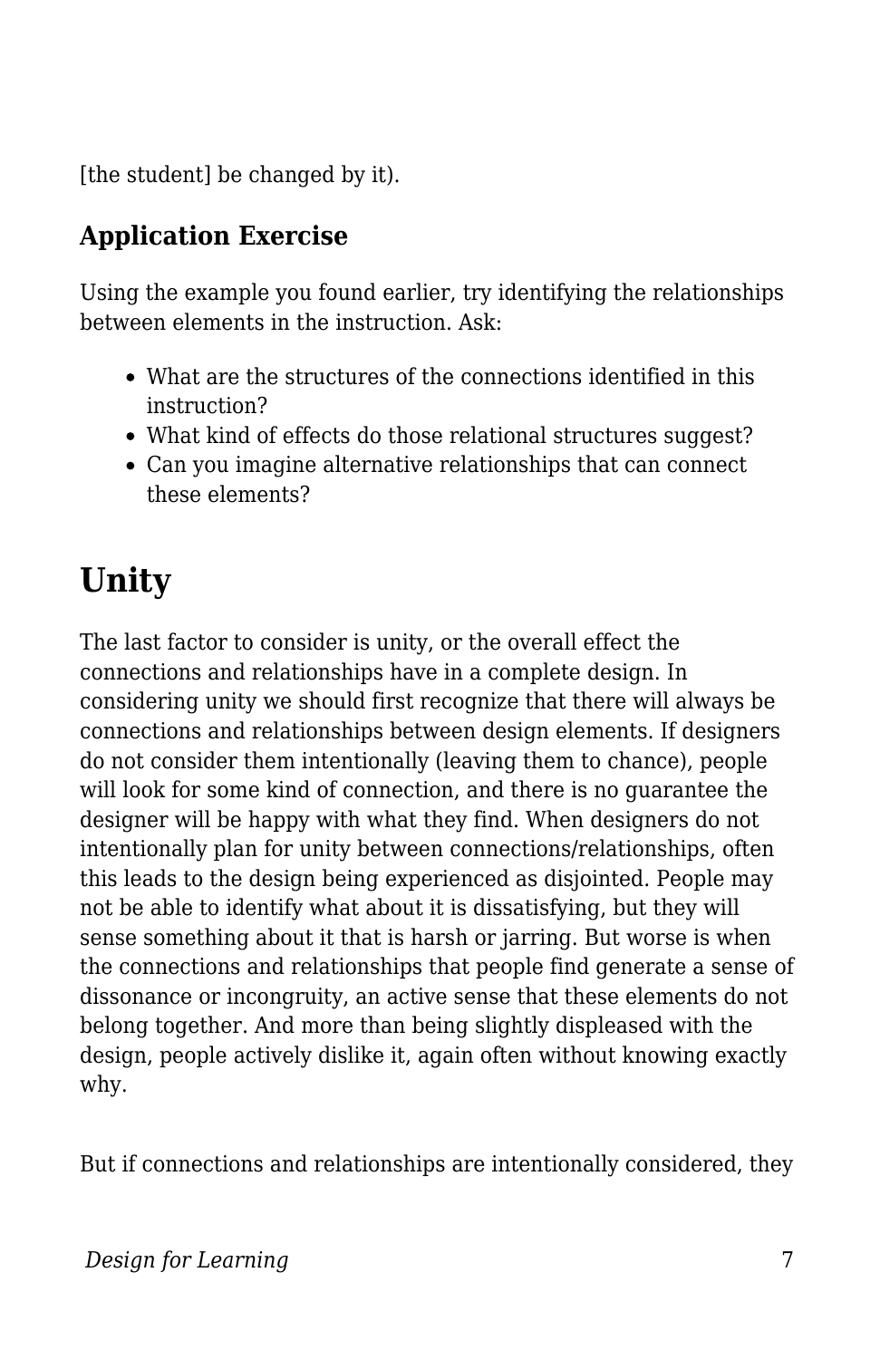[the student] be changed by it).

### Application Exercise

Using the example you found earlier, try identifying the relationships between elements in the instruction. Ask:

- What are the structures of the connections identified in this instruction?
- What kind of effects do those relational structures suggest?
- Can you imagine alternative relationships that can connect these elements?

## Unity

The last factor to consider is unity, or the overall effect the connections and relationships have in a complete design. In considering unity we should first recognize that there will always be connections and relationships between design elements. If designers do not consider them intentionally (leaving them to chance), people will look for some kind of connection, and there is no guarantee the designer will be happy with what they find. When designers do not intentionally plan for unity between connections/relationships, often this leads to the design being experienced as disjointed. People may not be able to identify what about it is dissatisfying, but they will sense something about it that is harsh or jarring. But worse is when the connections and relationships that people find generate a sense of dissonance or incongruity, an active sense that these elements do not belong together. And more than being slightly displeased with the design, people actively dislike it, again often without knowing exactly why.

But if connections and relationships are intentionally considered, they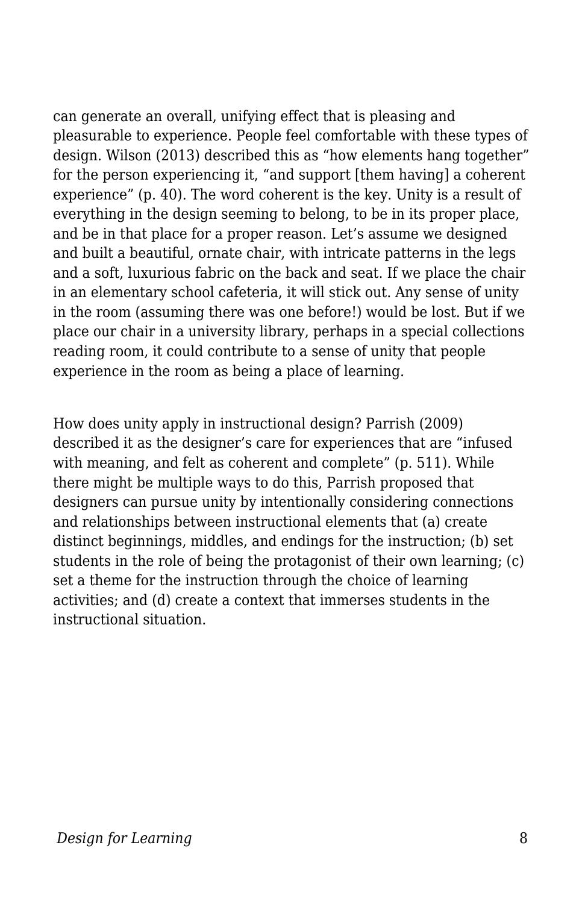can generate an overall, unifying effect that is pleasing and pleasurable to experience. People feel comfortable with these types of design. Wilson (2013) described this as "how elements hang together" for the person experiencing it, "and support [them having] a coherent experience" (p. 40). The word coherent is the key. Unity is a result of everything in the design seeming to belong, to be in its proper place, and be in that place for a proper reason. Let's assume we designed and built a beautiful, ornate chair, with intricate patterns in the legs and a soft, luxurious fabric on the back and seat. If we place the chair in an elementary school cafeteria, it will stick out. Any sense of unity in the room (assuming there was one before!) would be lost. But if we place our chair in a university library, perhaps in a special collections reading room, it could contribute to a sense of unity that people experience in the room as being a place of learning.

How does unity apply in instructional design? Parrish (2009) described it as the designer's care for experiences that are "infused with meaning, and felt as coherent and complete" (p. 511). While there might be multiple ways to do this, Parrish proposed that designers can pursue unity by intentionally considering connections and relationships between instructional elements that (a) create distinct beginnings, middles, and endings for the instruction; (b) set students in the role of being the protagonist of their own learning; (c) set a theme for the instruction through the choice of learning activities; and (d) create a context that immerses students in the instructional situation.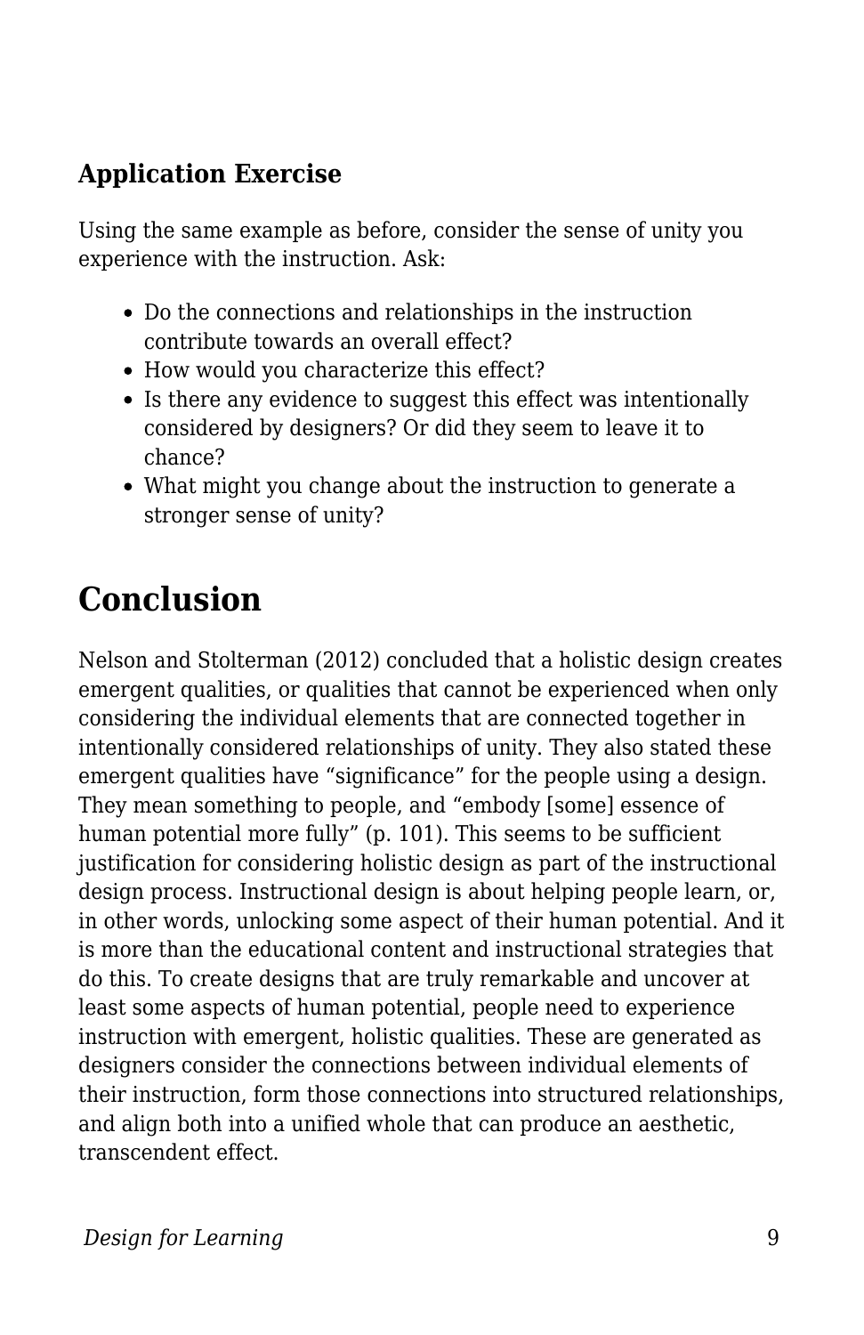### Application Exercise

Using the same example as before, consider the sense of unity you experience with the instruction. Ask:

- Do the connections and relationships in the instruction contribute towards an overall effect?
- How would you characterize this effect?
- Is there any evidence to suggest this effect was intentionally considered by designers? Or did they seem to leave it to chance?
- What might you change about the instruction to generate a stronger sense of unity?

## Conclusion

Nelson and Stolterman (2012) concluded that a holistic design creates emergent qualities, or qualities that cannot be experienced when only considering the individual elements that are connected together in intentionally considered relationships of unity. They also stated these emergent qualities have "significance" for the people using a design. They mean something to people, and "embody [some] essence of human potential more fully" (p. 101). This seems to be sufficient justification for considering holistic design as part of the instructional design process. Instructional design is about helping people learn, or, in other words, unlocking some aspect of their human potential. And it is more than the educational content and instructional strategies that do this. To create designs that are truly remarkable and uncover at least some aspects of human potential, people need to experience instruction with emergent, holistic qualities. These are generated as designers consider the connections between individual elements of their instruction, form those connections into structured relationships, and align both into a unified whole that can produce an aesthetic, transcendent effect.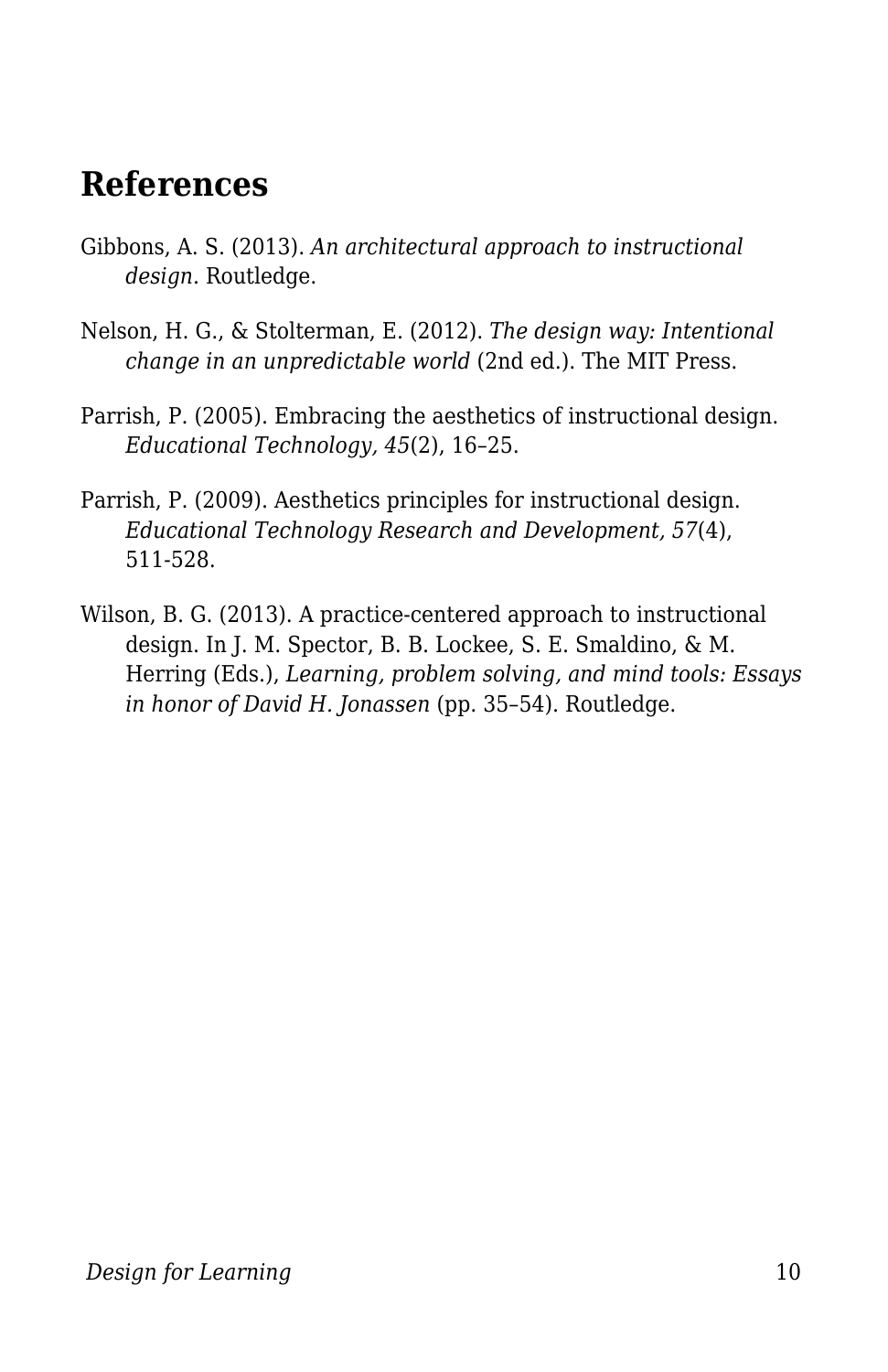## References

Gibbons, A. S. (2013). *An architectural approach to instructional design*. Routledge.

Nelson, H. G., & Stolterman, E. (2012). *The design way: Intentional change in an unpredictable world* (2nd ed.). The MIT Press.

Parrish, P. (2005). Embracing the aesthetics of instructional design. *Educational Technology, 45*(2), 16–25.

Parrish, P. (2009). Aesthetics principles for instructional design. *Educational Technology Research and Development, 57*(4), 511-528.

Wilson, B. G. (2013). A practice-centered approach to instructional design. In J. M. Spector, B. B. Lockee, S. E. Smaldino, & M. Herring (Eds.), *Learning, problem solving, and mind tools: Essays in honor of David H. Jonassen* (pp. 35–54). Routledge.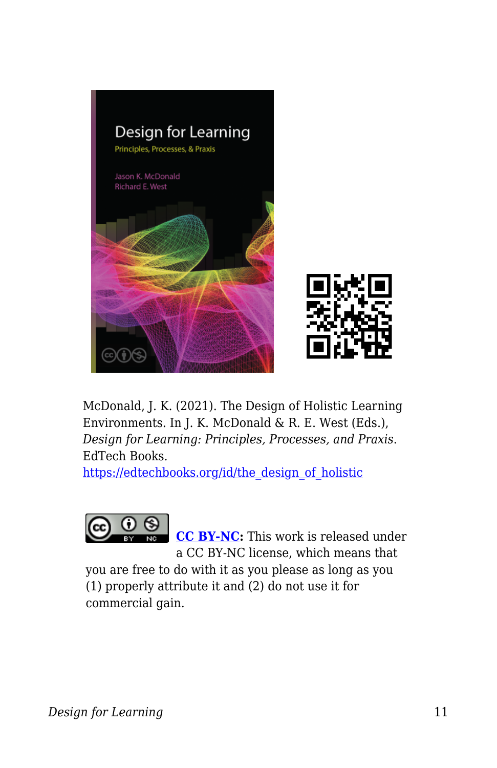McDonald, J. K. (2021). The Design of Holistic Learning Environments. In J. K. McDonald & R. E. West (Eds.), *Design for Learning: Principles, Processes, and Praxis*. EdTech Books. https://edtechbooks.org/id/the_design_of_holistic

**CC BY-NC:** This work is released under a CC BY-NC license, which means that you are free to do with it as you please as long as you (1) properly attribute it and (2) do not use it for commercial gain.